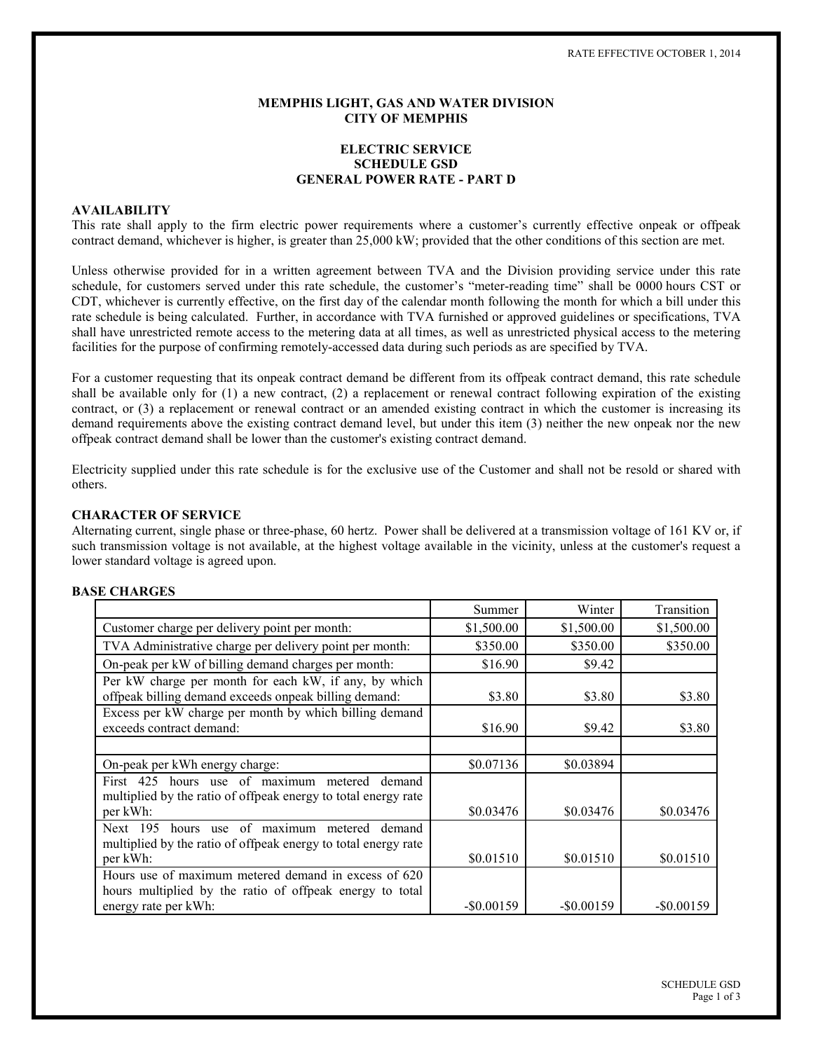RATE EFFECTIVE OCTOBER 1, 2014

**MEMPHIS LIGHT, GAS AND WATER DIVISION**
**CITY OF MEMPHIS**

**ELECTRIC SERVICE**
**SCHEDULE GSD**
**GENERAL POWER RATE - PART D**

## AVAILABILITY

This rate shall apply to the firm electric power requirements where a customer's currently effective onpeak or offpeak contract demand, whichever is higher, is greater than 25,000 kW; provided that the other conditions of this section are met.

Unless otherwise provided for in a written agreement between TVA and the Division providing service under this rate schedule, for customers served under this rate schedule, the customer's "meter-reading time" shall be 0000 hours CST or CDT, whichever is currently effective, on the first day of the calendar month following the month for which a bill under this rate schedule is being calculated. Further, in accordance with TVA furnished or approved guidelines or specifications, TVA shall have unrestricted remote access to the metering data at all times, as well as unrestricted physical access to the metering facilities for the purpose of confirming remotely-accessed data during such periods as are specified by TVA.

For a customer requesting that its onpeak contract demand be different from its offpeak contract demand, this rate schedule shall be available only for (1) a new contract, (2) a replacement or renewal contract following expiration of the existing contract, or (3) a replacement or renewal contract or an amended existing contract in which the customer is increasing its demand requirements above the existing contract demand level, but under this item (3) neither the new onpeak nor the new offpeak contract demand shall be lower than the customer's existing contract demand.

Electricity supplied under this rate schedule is for the exclusive use of the Customer and shall not be resold or shared with others.

## CHARACTER OF SERVICE

Alternating current, single phase or three-phase, 60 hertz. Power shall be delivered at a transmission voltage of 161 KV or, if such transmission voltage is not available, at the highest voltage available in the vicinity, unless at the customer's request a lower standard voltage is agreed upon.

## BASE CHARGES

| | Summer | Winter | Transition |
|---|---|---|---|
| Customer charge per delivery point per month: | $1,500.00 | $1,500.00 | $1,500.00 |
| TVA Administrative charge per delivery point per month: | $350.00 | $350.00 | $350.00 |
| On-peak per kW of billing demand charges per month: | $16.90 | $9.42 | |
| Per kW charge per month for each kW, if any, by which offpeak billing demand exceeds onpeak billing demand: | $3.80 | $3.80 | $3.80 |
| Excess per kW charge per month by which billing demand exceeds contract demand: | $16.90 | $9.42 | $3.80 |
| | | | |
| On-peak per kWh energy charge: | $0.07136 | $0.03894 | |
| First 425 hours use of maximum metered demand multiplied by the ratio of offpeak energy to total energy rate per kWh: | $0.03476 | $0.03476 | $0.03476 |
| Next 195 hours use of maximum metered demand multiplied by the ratio of offpeak energy to total energy rate per kWh: | $0.01510 | $0.01510 | $0.01510 |
| Hours use of maximum metered demand in excess of 620 hours multiplied by the ratio of offpeak energy to total energy rate per kWh: | -$0.00159 | -$0.00159 | -$0.00159 |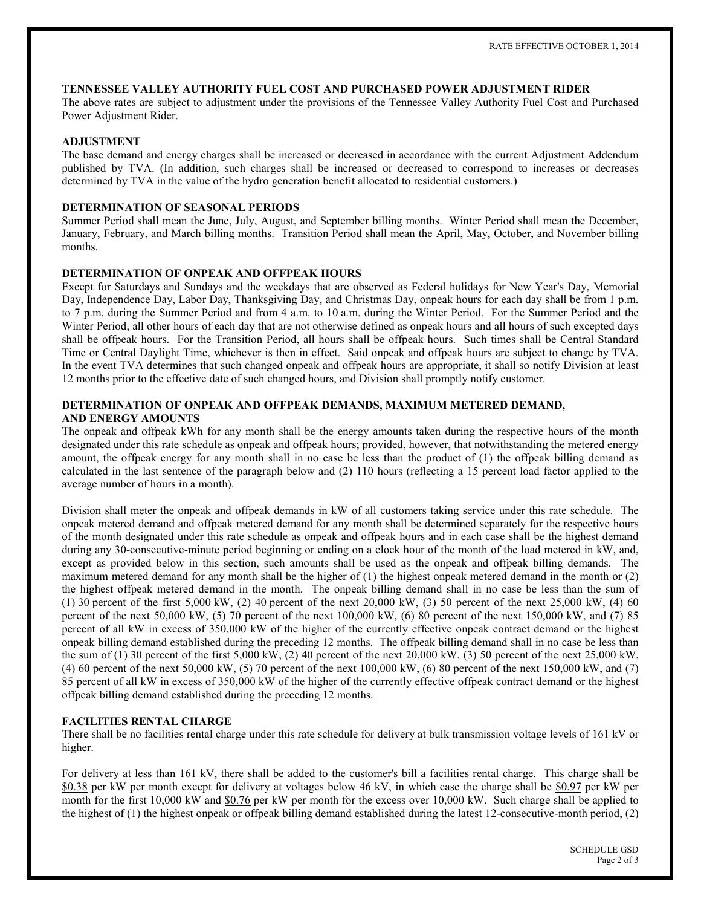### TENNESSEE VALLEY AUTHORITY FUEL COST AND PURCHASED POWER ADJUSTMENT RIDER

The above rates are subject to adjustment under the provisions of the Tennessee Valley Authority Fuel Cost and Purchased Power Adjustment Rider.

### ADJUSTMENT

The base demand and energy charges shall be increased or decreased in accordance with the current Adjustment Addendum published by TVA. (In addition, such charges shall be increased or decreased to correspond to increases or decreases determined by TVA in the value of the hydro generation benefit allocated to residential customers.)

### DETERMINATION OF SEASONAL PERIODS

Summer Period shall mean the June, July, August, and September billing months. Winter Period shall mean the December, January, February, and March billing months. Transition Period shall mean the April, May, October, and November billing months.

### DETERMINATION OF ONPEAK AND OFFPEAK HOURS

Except for Saturdays and Sundays and the weekdays that are observed as Federal holidays for New Year's Day, Memorial Day, Independence Day, Labor Day, Thanksgiving Day, and Christmas Day, onpeak hours for each day shall be from 1 p.m. to 7 p.m. during the Summer Period and from 4 a.m. to 10 a.m. during the Winter Period. For the Summer Period and the Winter Period, all other hours of each day that are not otherwise defined as onpeak hours and all hours of such excepted days shall be offpeak hours. For the Transition Period, all hours shall be offpeak hours. Such times shall be Central Standard Time or Central Daylight Time, whichever is then in effect. Said onpeak and offpeak hours are subject to change by TVA. In the event TVA determines that such changed onpeak and offpeak hours are appropriate, it shall so notify Division at least 12 months prior to the effective date of such changed hours, and Division shall promptly notify customer.

### DETERMINATION OF ONPEAK AND OFFPEAK DEMANDS, MAXIMUM METERED DEMAND, AND ENERGY AMOUNTS

The onpeak and offpeak kWh for any month shall be the energy amounts taken during the respective hours of the month designated under this rate schedule as onpeak and offpeak hours; provided, however, that notwithstanding the metered energy amount, the offpeak energy for any month shall in no case be less than the product of (1) the offpeak billing demand as calculated in the last sentence of the paragraph below and (2) 110 hours (reflecting a 15 percent load factor applied to the average number of hours in a month).

Division shall meter the onpeak and offpeak demands in kW of all customers taking service under this rate schedule. The onpeak metered demand and offpeak metered demand for any month shall be determined separately for the respective hours of the month designated under this rate schedule as onpeak and offpeak hours and in each case shall be the highest demand during any 30-consecutive-minute period beginning or ending on a clock hour of the month of the load metered in kW, and, except as provided below in this section, such amounts shall be used as the onpeak and offpeak billing demands. The maximum metered demand for any month shall be the higher of (1) the highest onpeak metered demand in the month or (2) the highest offpeak metered demand in the month. The onpeak billing demand shall in no case be less than the sum of (1) 30 percent of the first 5,000 kW, (2) 40 percent of the next 20,000 kW, (3) 50 percent of the next 25,000 kW, (4) 60 percent of the next 50,000 kW, (5) 70 percent of the next 100,000 kW, (6) 80 percent of the next 150,000 kW, and (7) 85 percent of all kW in excess of 350,000 kW of the higher of the currently effective onpeak contract demand or the highest onpeak billing demand established during the preceding 12 months. The offpeak billing demand shall in no case be less than the sum of (1) 30 percent of the first 5,000 kW, (2) 40 percent of the next 20,000 kW, (3) 50 percent of the next 25,000 kW, (4) 60 percent of the next 50,000 kW, (5) 70 percent of the next 100,000 kW, (6) 80 percent of the next 150,000 kW, and (7) 85 percent of all kW in excess of 350,000 kW of the higher of the currently effective offpeak contract demand or the highest offpeak billing demand established during the preceding 12 months.

### FACILITIES RENTAL CHARGE

There shall be no facilities rental charge under this rate schedule for delivery at bulk transmission voltage levels of 161 kV or higher.

For delivery at less than 161 kV, there shall be added to the customer's bill a facilities rental charge. This charge shall be $0.38 per kW per month except for delivery at voltages below 46 kV, in which case the charge shall be $0.97 per kW per month for the first 10,000 kW and $0.76 per kW per month for the excess over 10,000 kW. Such charge shall be applied to the highest of (1) the highest onpeak or offpeak billing demand established during the latest 12-consecutive-month period, (2)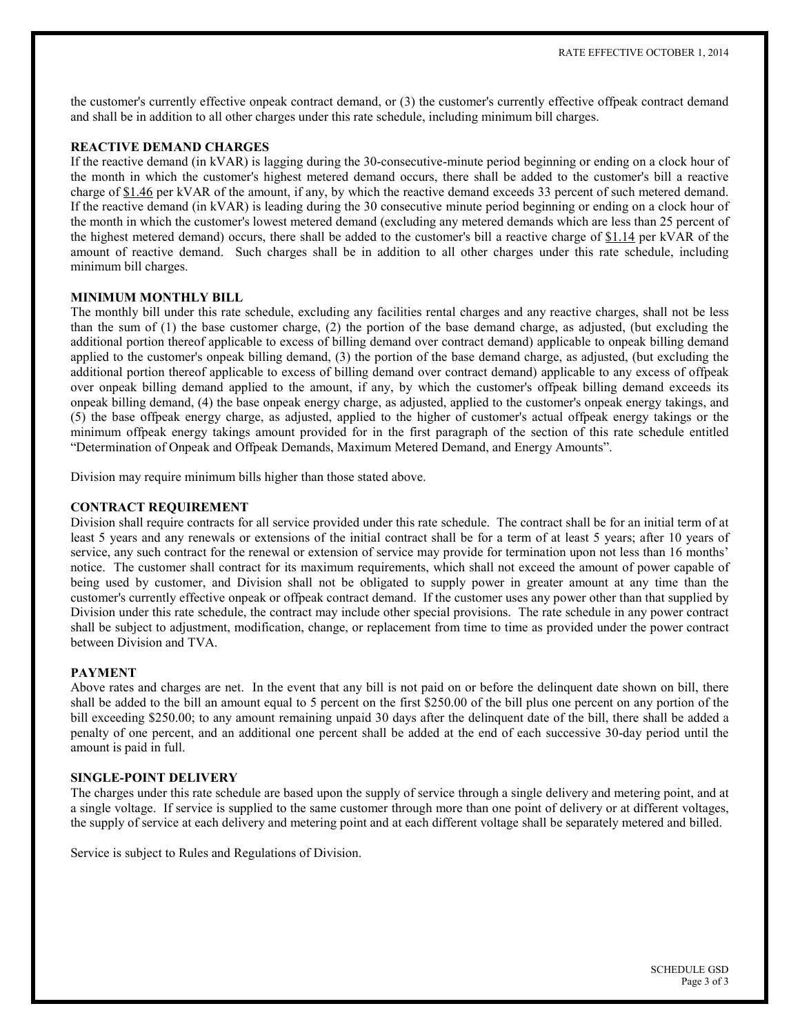the customer's currently effective onpeak contract demand, or (3) the customer's currently effective offpeak contract demand and shall be in addition to all other charges under this rate schedule, including minimum bill charges.

### REACTIVE DEMAND CHARGES

If the reactive demand (in kVAR) is lagging during the 30-consecutive-minute period beginning or ending on a clock hour of the month in which the customer's highest metered demand occurs, there shall be added to the customer's bill a reactive charge of $1.46 per kVAR of the amount, if any, by which the reactive demand exceeds 33 percent of such metered demand. If the reactive demand (in kVAR) is leading during the 30 consecutive minute period beginning or ending on a clock hour of the month in which the customer's lowest metered demand (excluding any metered demands which are less than 25 percent of the highest metered demand) occurs, there shall be added to the customer's bill a reactive charge of $1.14 per kVAR of the amount of reactive demand. Such charges shall be in addition to all other charges under this rate schedule, including minimum bill charges.

### MINIMUM MONTHLY BILL

The monthly bill under this rate schedule, excluding any facilities rental charges and any reactive charges, shall not be less than the sum of (1) the base customer charge, (2) the portion of the base demand charge, as adjusted, (but excluding the additional portion thereof applicable to excess of billing demand over contract demand) applicable to onpeak billing demand applied to the customer's onpeak billing demand, (3) the portion of the base demand charge, as adjusted, (but excluding the additional portion thereof applicable to excess of billing demand over contract demand) applicable to any excess of offpeak over onpeak billing demand applied to the amount, if any, by which the customer's offpeak billing demand exceeds its onpeak billing demand, (4) the base onpeak energy charge, as adjusted, applied to the customer's onpeak energy takings, and (5) the base offpeak energy charge, as adjusted, applied to the higher of customer's actual offpeak energy takings or the minimum offpeak energy takings amount provided for in the first paragraph of the section of this rate schedule entitled "Determination of Onpeak and Offpeak Demands, Maximum Metered Demand, and Energy Amounts".

Division may require minimum bills higher than those stated above.

### CONTRACT REQUIREMENT

Division shall require contracts for all service provided under this rate schedule. The contract shall be for an initial term of at least 5 years and any renewals or extensions of the initial contract shall be for a term of at least 5 years; after 10 years of service, any such contract for the renewal or extension of service may provide for termination upon not less than 16 months' notice. The customer shall contract for its maximum requirements, which shall not exceed the amount of power capable of being used by customer, and Division shall not be obligated to supply power in greater amount at any time than the customer's currently effective onpeak or offpeak contract demand. If the customer uses any power other than that supplied by Division under this rate schedule, the contract may include other special provisions. The rate schedule in any power contract shall be subject to adjustment, modification, change, or replacement from time to time as provided under the power contract between Division and TVA.

### PAYMENT

Above rates and charges are net. In the event that any bill is not paid on or before the delinquent date shown on bill, there shall be added to the bill an amount equal to 5 percent on the first $250.00 of the bill plus one percent on any portion of the bill exceeding $250.00; to any amount remaining unpaid 30 days after the delinquent date of the bill, there shall be added a penalty of one percent, and an additional one percent shall be added at the end of each successive 30-day period until the amount is paid in full.

### SINGLE-POINT DELIVERY

The charges under this rate schedule are based upon the supply of service through a single delivery and metering point, and at a single voltage. If service is supplied to the same customer through more than one point of delivery or at different voltages, the supply of service at each delivery and metering point and at each different voltage shall be separately metered and billed.

Service is subject to Rules and Regulations of Division.